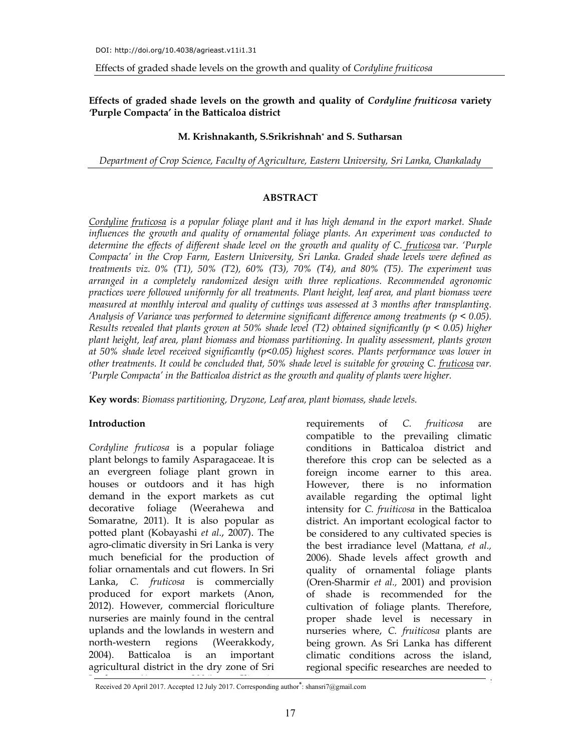DOI: http://doi.org/10.4038/agrieast.v11i1.31

**Effects of graded shade levels on the growth and quality of *Cordyline fruiticosa* variety 'Purple Compacta' in the Batticaloa district**

**M. Krishnakanth, S.Srikrishnah[*] and S. Sutharsan**

*Department of Crop Science, Faculty of Agriculture, Eastern University, Sri Lanka, Chankalady*

## ABSTRACT

*Cordyline fruticosa is a popular foliage plant and it has high demand in the export market. Shade influences the growth and quality of ornamental foliage plants. An experiment was conducted to determine the effects of different shade level on the growth and quality of C. fruticosa var. 'Purple Compacta' in the Crop Farm, Eastern University, Sri Lanka. Graded shade levels were defined as treatments viz. 0% (T1), 50% (T2), 60% (T3), 70% (T4), and 80% (T5). The experiment was arranged in a completely randomized design with three replications. Recommended agronomic practices were followed uniformly for all treatments. Plant height, leaf area, and plant biomass were measured at monthly interval and quality of cuttings was assessed at 3 months after transplanting. Analysis of Variance was performed to determine significant difference among treatments ($p < 0.05$). Results revealed that plants grown at 50% shade level (T2) obtained significantly ($p < 0.05$) higher plant height, leaf area, plant biomass and biomass partitioning. In quality assessment, plants grown at 50% shade level received significantly ($p<0.05$) highest scores. Plants performance was lower in other treatments. It could be concluded that, 50% shade level is suitable for growing C. fruticosa var. 'Purple Compacta' in the Batticaloa district as the growth and quality of plants were higher.*

**Key words**: *Biomass partitioning, Dryzone, Leaf area, plant biomass, shade levels.*

## Introduction

*Cordyline fruticosa* is a popular foliage plant belongs to family Asparagaceae. It is an evergreen foliage plant grown in houses or outdoors and it has high demand in the export markets as cut decorative foliage (Weerahewa and Somaratne, 2011). It is also popular as potted plant (Kobayashi *et al.*, 2007). The agro-climatic diversity in Sri Lanka is very much beneficial for the production of foliar ornamentals and cut flowers. In Sri Lanka, *C. fruticosa* is commercially produced for export markets (Anon, 2012). However, commercial floriculture nurseries are mainly found in the central uplands and the lowlands in western and north-western regions (Weerakkody, 2004). Batticaloa is an important agricultural district in the dry zone of Sri requirements of *C. fruiticosa* are compatible to the prevailing climatic conditions in Batticaloa district and therefore this crop can be selected as a foreign income earner to this area. However, there is no information available regarding the optimal light intensity for *C. fruiticosa* in the Batticaloa district. An important ecological factor to be considered to any cultivated species is the best irradiance level (Mattana, *et al.,* 2006). Shade levels affect growth and quality of ornamental foliage plants (Oren-Sharmir *et al.,* 2001) and provision of shade is recommended for the cultivation of foliage plants. Therefore, proper shade level is necessary in nurseries where, *C. fruiticosa* plants are being grown. As Sri Lanka has different climatic conditions across the island, regional specific researches are needed to

Received 20 April 2017. Accepted 12 July 2017. Corresponding author[*]: shansri7@gmail.com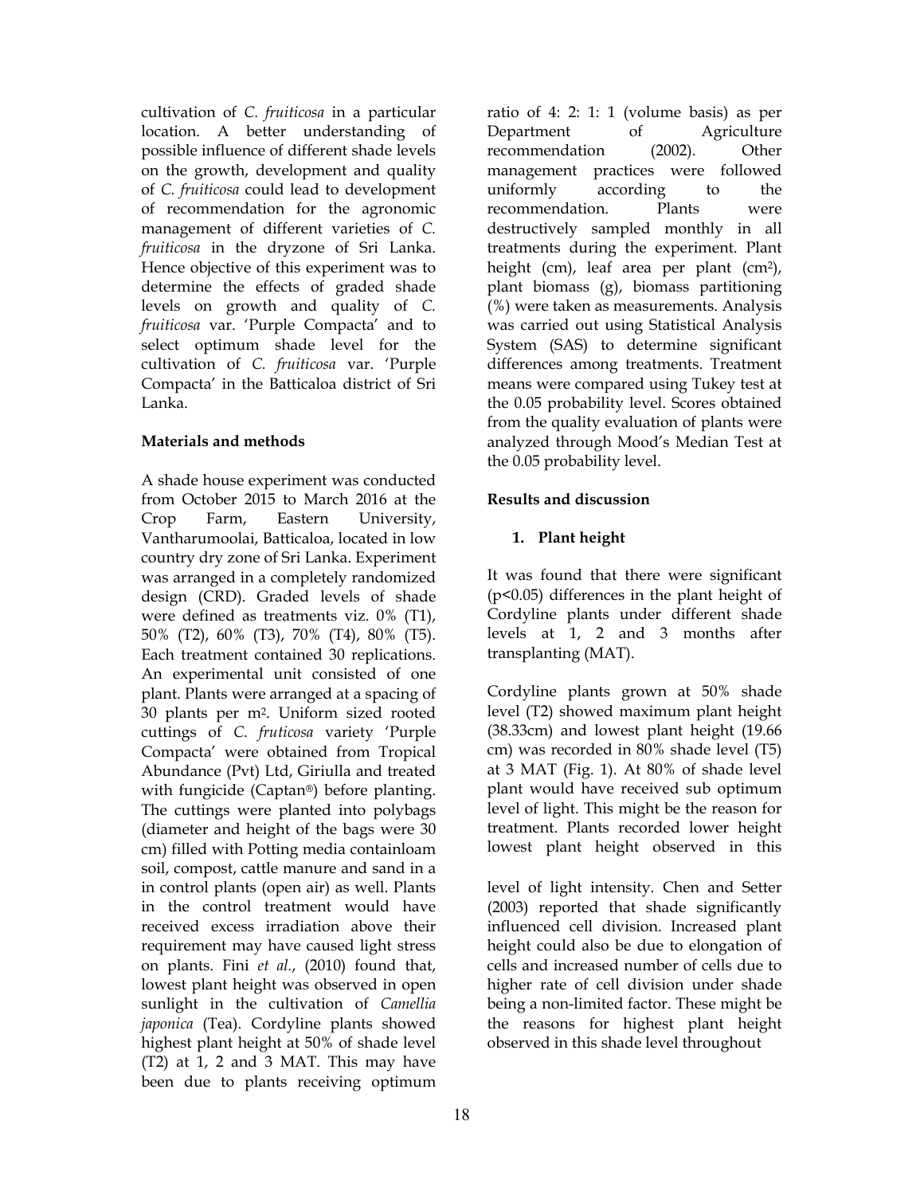cultivation of *C. fruiticosa* in a particular location. A better understanding of possible influence of different shade levels on the growth, development and quality of *C. fruiticosa* could lead to development of recommendation for the agronomic management of different varieties of *C. fruiticosa* in the dryzone of Sri Lanka. Hence objective of this experiment was to determine the effects of graded shade levels on growth and quality of *C. fruiticosa* var. 'Purple Compacta' and to select optimum shade level for the cultivation of *C. fruiticosa* var. 'Purple Compacta' in the Batticaloa district of Sri Lanka.

## Materials and methods

A shade house experiment was conducted from October 2015 to March 2016 at the Crop Farm, Eastern University, Vantharumoolai, Batticaloa, located in low country dry zone of Sri Lanka. Experiment was arranged in a completely randomized design (CRD). Graded levels of shade were defined as treatments viz. 0% (T1), 50% (T2), 60% (T3), 70% (T4), 80% (T5). Each treatment contained 30 replications. An experimental unit consisted of one plant. Plants were arranged at a spacing of 30 plants per $m^2$. Uniform sized rooted cuttings of *C. fruticosa* variety 'Purple Compacta' were obtained from Tropical Abundance (Pvt) Ltd, Giriulla and treated with fungicide (Captan®) before planting. The cuttings were planted into polybags (diameter and height of the bags were 30 cm) filled with Potting media containloam soil, compost, cattle manure and sand in a ratio of 4: 2: 1: 1 (volume basis) as per Department of Agriculture recommendation (2002). Other management practices were followed uniformly according to the recommendation. Plants were destructively sampled monthly in all treatments during the experiment. Plant height (cm), leaf area per plant ($cm^2$), plant biomass (g), biomass partitioning (%) were taken as measurements. Analysis was carried out using Statistical Analysis System (SAS) to determine significant differences among treatments. Treatment means were compared using Tukey test at the 0.05 probability level. Scores obtained from the quality evaluation of plants were analyzed through Mood's Median Test at the 0.05 probability level.

## Results and discussion

### 1. Plant height

It was found that there were significant ($p<0.05$) differences in the plant height of Cordyline plants under different shade levels at 1, 2 and 3 months after transplanting (MAT).

Cordyline plants grown at 50% shade level (T2) showed maximum plant height (38.33cm) and lowest plant height (19.66 cm) was recorded in 80% shade level (T5) at 3 MAT (Fig. 1). At 80% of shade level plant would have received sub optimum level of light. This might be the reason for treatment. Plants recorded lower height lowest plant height observed in this in control plants (open air) as well. Plants in the control treatment would have received excess irradiation above their requirement may have caused light stress on plants. Fini *et al.*, (2010) found that, lowest plant height was observed in open sunlight in the cultivation of *Camellia japonica* (Tea). Cordyline plants showed highest plant height at 50% of shade level (T2) at 1, 2 and 3 MAT. This may have been due to plants receiving optimum level of light intensity. Chen and Setter (2003) reported that shade significantly influenced cell division. Increased plant height could also be due to elongation of cells and increased number of cells due to higher rate of cell division under shade being a non-limited factor. These might be the reasons for highest plant height observed in this shade level throughout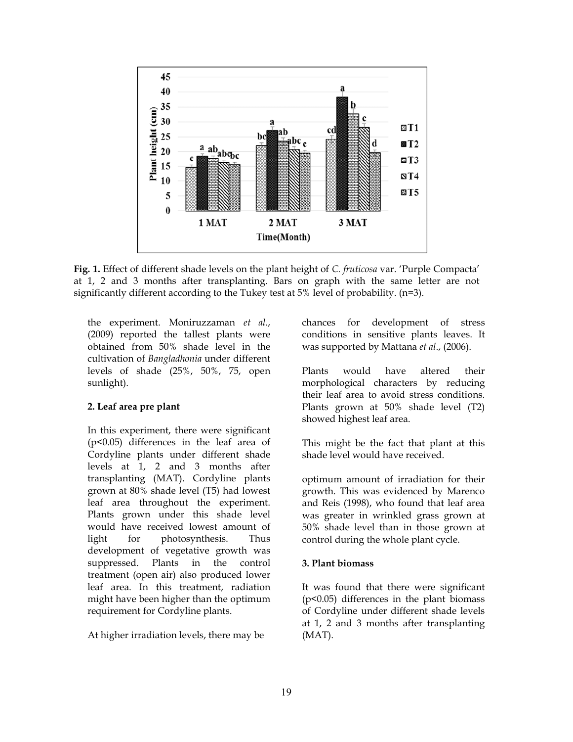Fig. 1. Effect of different shade levels on the plant height of *C. fruticosa* var. 'Purple Compacta' at 1, 2 and 3 months after transplanting. Bars on graph with the same letter are not significantly different according to the Tukey test at 5% level of probability. (n=3).

the experiment. Moniruzzaman *et al*., (2009) reported the tallest plants were obtained from 50% shade level in the cultivation of *Bangladhonia* under different levels of shade (25%, 50%, 75, open sunlight).

### 2. Leaf area pre plant

In this experiment, there were significant ($p<0.05$) differences in the leaf area of Cordyline plants under different shade levels at 1, 2 and 3 months after transplanting (MAT). Cordyline plants grown at 80% shade level (T5) had lowest leaf area throughout the experiment. Plants grown under this shade level would have received lowest amount of light for photosynthesis. Thus development of vegetative growth was suppressed. Plants in the control treatment (open air) also produced lower leaf area. In this treatment, radiation might have been higher than the optimum requirement for Cordyline plants.

At higher irradiation levels, there may be chances for development of stress conditions in sensitive plants leaves. It was supported by Mattana *et al*., (2006).

Plants would have altered their morphological characters by reducing their leaf area to avoid stress conditions. Plants grown at 50% shade level (T2) showed highest leaf area.

This might be the fact that plant at this shade level would have received.

optimum amount of irradiation for their growth. This was evidenced by Marenco and Reis (1998), who found that leaf area was greater in wrinkled grass grown at 50% shade level than in those grown at control during the whole plant cycle.

### 3. Plant biomass

It was found that there were significant ($p<0.05$) differences in the plant biomass of Cordyline under different shade levels at 1, 2 and 3 months after transplanting (MAT).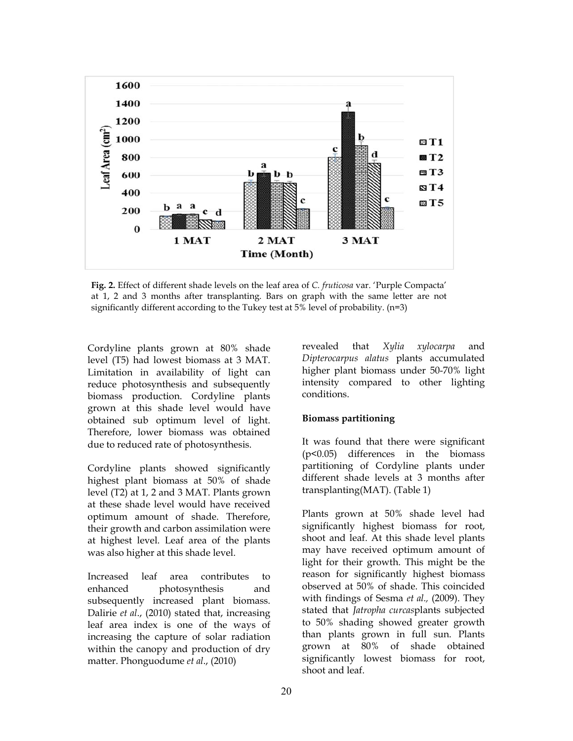**Fig. 2.** Effect of different shade levels on the leaf area of *C. fruticosa* var. 'Purple Compacta' at 1, 2 and 3 months after transplanting. Bars on graph with the same letter are not significantly different according to the Tukey test at 5% level of probability. (n=3)

Cordyline plants grown at 80% shade level (T5) had lowest biomass at 3 MAT. Limitation in availability of light can reduce photosynthesis and subsequently biomass production. Cordyline plants grown at this shade level would have obtained sub optimum level of light. Therefore, lower biomass was obtained due to reduced rate of photosynthesis.

Cordyline plants showed significantly highest plant biomass at 50% of shade level (T2) at 1, 2 and 3 MAT. Plants grown at these shade level would have received optimum amount of shade. Therefore, their growth and carbon assimilation were at highest level. Leaf area of the plants was also higher at this shade level.

Increased leaf area contributes to enhanced photosynthesis and subsequently increased plant biomass. Dalirie *et al*., (2010) stated that, increasing leaf area index is one of the ways of increasing the capture of solar radiation within the canopy and production of dry matter. Phonguodume *et al*., (2010) revealed that *Xylia xylocarpa* and *Dipterocarpus alatus* plants accumulated higher plant biomass under 50-70% light intensity compared to other lighting conditions.

**Biomass partitioning**

It was found that there were significant ($p<0.05$) differences in the biomass partitioning of Cordyline plants under different shade levels at 3 months after transplanting(MAT). (Table 1)

Plants grown at 50% shade level had significantly highest biomass for root, shoot and leaf. At this shade level plants may have received optimum amount of light for their growth. This might be the reason for significantly highest biomass observed at 50% of shade. This coincided with findings of Sesma *et al.,* (2009). They stated that *Jatropha curcas*plants subjected to 50% shading showed greater growth than plants grown in full sun. Plants grown at 80% of shade obtained significantly lowest biomass for root, shoot and leaf.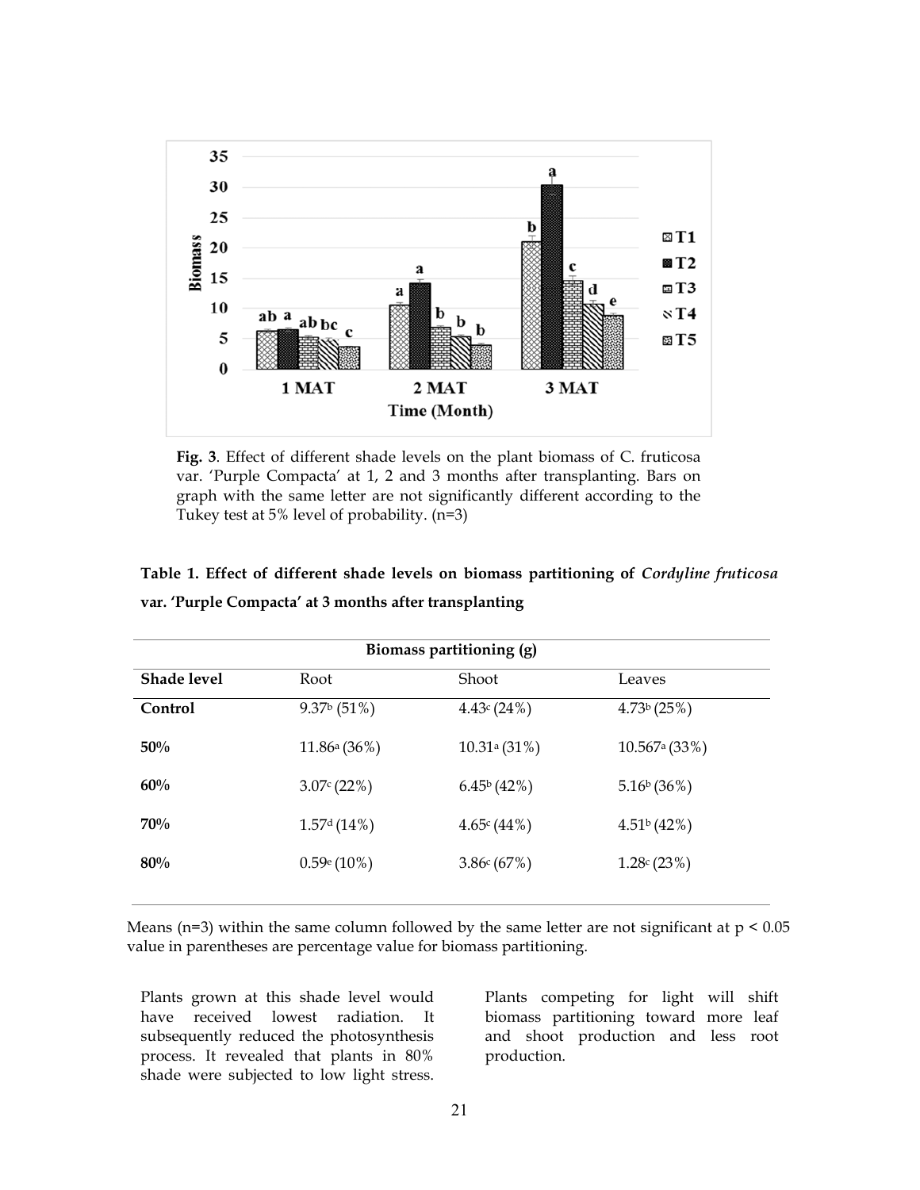**Fig. 3**. Effect of different shade levels on the plant biomass of C. fruticosa var. 'Purple Compacta' at 1, 2 and 3 months after transplanting. Bars on graph with the same letter are not significantly different according to the Tukey test at 5% level of probability. (n=3)

**Table 1. Effect of different shade levels on biomass partitioning of *Cordyline fruticosa* var. 'Purple Compacta' at 3 months after transplanting**

| Biomass partitioning (g) | | | |
|---|---|---|---|
| **Shade level** | Root | Shoot | Leaves |
| **Control** | 9.37[b] (51%) | 4.43[c] (24%) | 4.73[b] (25%) |
| **50%** | 11.86[a] (36%) | 10.31[a] (31%) | 10.567[a] (33%) |
| **60%** | 3.07[c] (22%) | 6.45[b] (42%) | 5.16[b] (36%) |
| **70%** | 1.57[d] (14%) | 4.65[c] (44%) | 4.51[b] (42%) |
| **80%** | 0.59[e] (10%) | 3.86[c] (67%) | 1.28[c] (23%) |

Means (n=3) within the same column followed by the same letter are not significant at $p < 0.05$ value in parentheses are percentage value for biomass partitioning.

Plants grown at this shade level would have received lowest radiation. It subsequently reduced the photosynthesis process. It revealed that plants in 80% shade were subjected to low light stress. Plants competing for light will shift biomass partitioning toward more leaf and shoot production and less root production.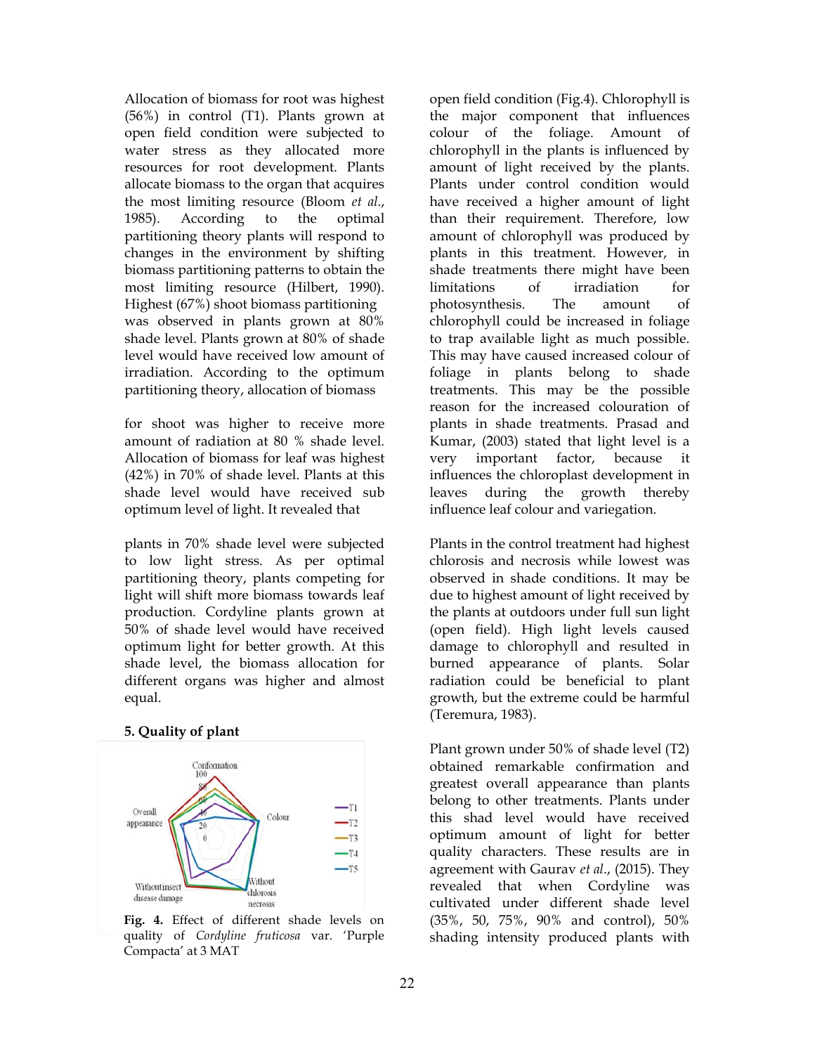Allocation of biomass for root was highest (56%) in control (T1). Plants grown at open field condition were subjected to water stress as they allocated more resources for root development. Plants allocate biomass to the organ that acquires the most limiting resource (Bloom *et al.*, 1985). According to the optimal partitioning theory plants will respond to changes in the environment by shifting biomass partitioning patterns to obtain the most limiting resource (Hilbert, 1990). Highest (67%) shoot biomass partitioning was observed in plants grown at 80% shade level. Plants grown at 80% of shade level would have received low amount of irradiation. According to the optimum partitioning theory, allocation of biomass for shoot was higher to receive more amount of radiation at 80 % shade level. Allocation of biomass for leaf was highest (42%) in 70% of shade level. Plants at this shade level would have received sub optimum level of light. It revealed that plants in 70% shade level were subjected to low light stress. As per optimal partitioning theory, plants competing for light will shift more biomass towards leaf production. Cordyline plants grown at 50% of shade level would have received optimum light for better growth. At this shade level, the biomass allocation for different organs was higher and almost equal.

**5. Quality of plant**

**Fig. 4.** Effect of different shade levels on quality of *Cordyline fruticosa* var. 'Purple Compacta' at 3 MAT

open field condition (Fig.4). Chlorophyll is the major component that influences colour of the foliage. Amount of chlorophyll in the plants is influenced by amount of light received by the plants. Plants under control condition would have received a higher amount of light than their requirement. Therefore, low amount of chlorophyll was produced by plants in this treatment. However, in shade treatments there might have been limitations of irradiation for photosynthesis. The amount of chlorophyll could be increased in foliage to trap available light as much possible. This may have caused increased colour of foliage in plants belong to shade treatments. This may be the possible reason for the increased colouration of plants in shade treatments. Prasad and Kumar, (2003) stated that light level is a very important factor, because it influences the chloroplast development in leaves during the growth thereby influence leaf colour and variegation.

Plants in the control treatment had highest chlorosis and necrosis while lowest was observed in shade conditions. It may be due to highest amount of light received by the plants at outdoors under full sun light (open field). High light levels caused damage to chlorophyll and resulted in burned appearance of plants. Solar radiation could be beneficial to plant growth, but the extreme could be harmful (Teremura, 1983).

Plant grown under 50% of shade level (T2) obtained remarkable confirmation and greatest overall appearance than plants belong to other treatments. Plants under this shad level would have received optimum amount of light for better quality characters. These results are in agreement with Gaurav *et al.*, (2015). They revealed that when Cordyline was cultivated under different shade level (35%, 50, 75%, 90% and control), 50% shading intensity produced plants with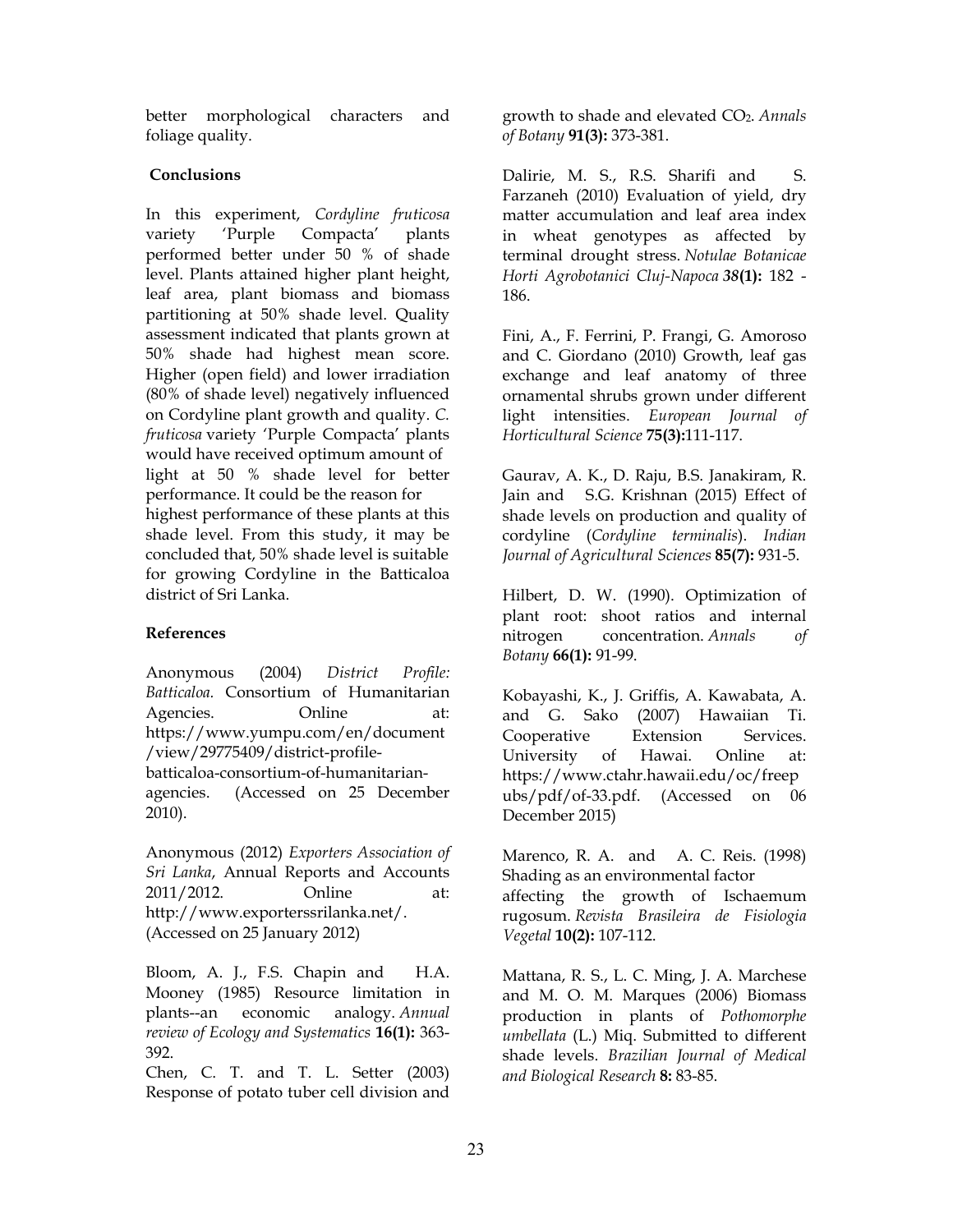better morphological characters and foliage quality.

## Conclusions

In this experiment, *Cordyline fruticosa* variety 'Purple Compacta' plants performed better under 50 % of shade level. Plants attained higher plant height, leaf area, plant biomass and biomass partitioning at 50% shade level. Quality assessment indicated that plants grown at 50% shade had highest mean score. Higher (open field) and lower irradiation (80% of shade level) negatively influenced on Cordyline plant growth and quality. *C. fruticosa* variety 'Purple Compacta' plants would have received optimum amount of light at 50 % shade level for better performance. It could be the reason for highest performance of these plants at this shade level. From this study, it may be concluded that, 50% shade level is suitable for growing Cordyline in the Batticaloa district of Sri Lanka.

## References

Anonymous (2004) *District Profile: Batticaloa.* Consortium of Humanitarian Agencies. Online at: https://www.yumpu.com/en/document/view/29775409/district-profile-batticaloa-consortium-of-humanitarian-agencies. (Accessed on 25 December 2010).

Anonymous (2012) *Exporters Association of Sri Lanka*, Annual Reports and Accounts 2011/2012. Online at: http://www.exporterssrilanka.net/. (Accessed on 25 January 2012)

Bloom, A. J., F.S. Chapin and H.A. Mooney (1985) Resource limitation in plants--an economic analogy. *Annual review of Ecology and Systematics* **16(1):** 363-392.

Chen, C. T. and T. L. Setter (2003) Response of potato tuber cell division and growth to shade and elevated $CO_2$. *Annals of Botany* **91(3):** 373-381.

Dalirie, M. S., R.S. Sharifi and S. Farzaneh (2010) Evaluation of yield, dry matter accumulation and leaf area index in wheat genotypes as affected by terminal drought stress. *Notulae Botanicae Horti Agrobotanici Cluj-Napoca* ***38*(1):** 182 - 186.

Fini, A., F. Ferrini, P. Frangi, G. Amoroso and C. Giordano (2010) Growth, leaf gas exchange and leaf anatomy of three ornamental shrubs grown under different light intensities. *European Journal of Horticultural Science* **75(3):**111-117.

Gaurav, A. K., D. Raju, B.S. Janakiram, R. Jain and S.G. Krishnan (2015) Effect of shade levels on production and quality of cordyline (*Cordyline terminalis*). *Indian Journal of Agricultural Sciences* **85(7):** 931-5.

Hilbert, D. W. (1990). Optimization of plant root: shoot ratios and internal nitrogen concentration. *Annals of Botany* **66(1):** 91-99.

Kobayashi, K., J. Griffis, A. Kawabata, A. and G. Sako (2007) Hawaiian Ti. Cooperative Extension Services. University of Hawai. Online at: https://www.ctahr.hawaii.edu/oc/freepubs/pdf/of-33.pdf. (Accessed on 06 December 2015)

Marenco, R. A. and A. C. Reis. (1998) Shading as an environmental factor affecting the growth of Ischaemum rugosum. *Revista Brasileira de Fisiologia Vegetal* **10(2):** 107-112.

Mattana, R. S., L. C. Ming, J. A. Marchese and M. O. M. Marques (2006) Biomass production in plants of *Pothomorphe umbellata* (L.) Miq. Submitted to different shade levels. *Brazilian Journal of Medical and Biological Research* **8:** 83-85.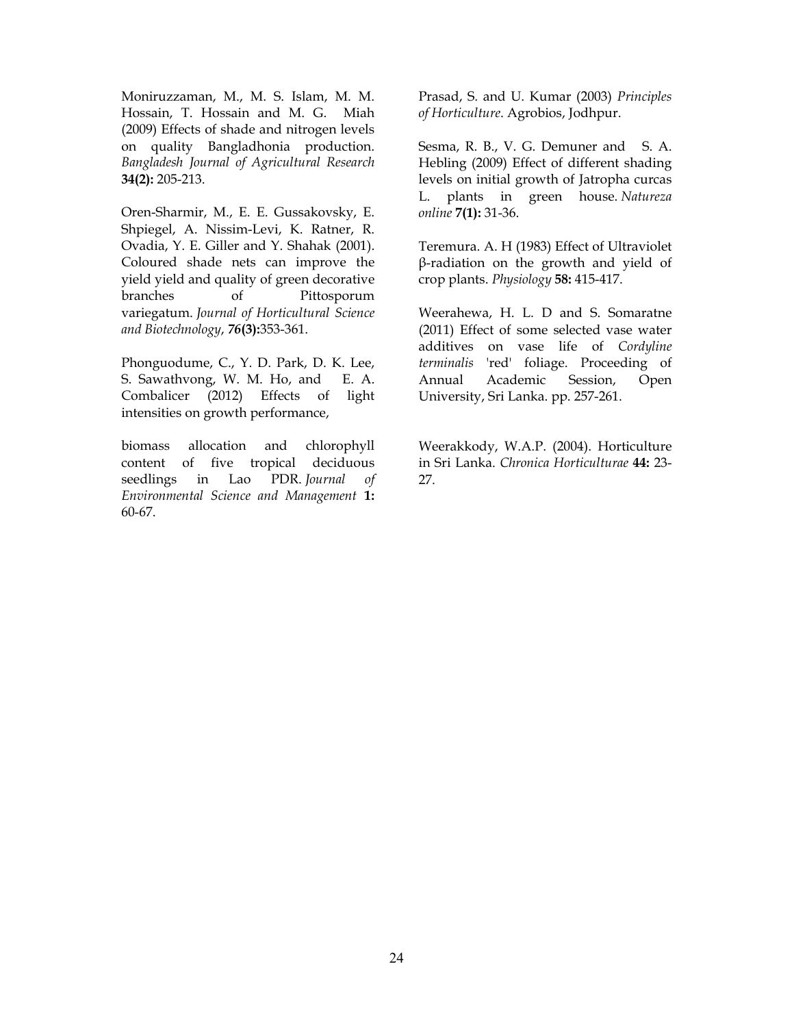Moniruzzaman, M., M. S. Islam, M. M. Hossain, T. Hossain and M. G. Miah (2009) Effects of shade and nitrogen levels on quality Bangladhonia production. *Bangladesh Journal of Agricultural Research* **34(2):** 205-213.

Oren-Sharmir, M., E. E. Gussakovsky, E. Shpiegel, A. Nissim-Levi, K. Ratner, R. Ovadia, Y. E. Giller and Y. Shahak (2001). Coloured shade nets can improve the yield yield and quality of green decorative branches of Pittosporum variegatum. *Journal of Horticultural Science and Biotechnology*, **76(3):**353-361.

Phonguodume, C., Y. D. Park, D. K. Lee, S. Sawathvong, W. M. Ho, and E. A. Combalicer (2012) Effects of light intensities on growth performance, biomass allocation and chlorophyll content of five tropical deciduous seedlings in Lao PDR. *Journal of Environmental Science and Management* **1:** 60-67.

Prasad, S. and U. Kumar (2003) *Principles of Horticulture*. Agrobios, Jodhpur.

Sesma, R. B., V. G. Demuner and S. A. Hebling (2009) Effect of different shading levels on initial growth of Jatropha curcas L. plants in green house. *Natureza online* **7(1):** 31-36.

Teremura. A. H (1983) Effect of Ultraviolet β-radiation on the growth and yield of crop plants. *Physiology* **58:** 415-417.

Weerahewa, H. L. D and S. Somaratne (2011) Effect of some selected vase water additives on vase life of *Cordyline terminalis* 'red' foliage. Proceeding of Annual Academic Session, Open University, Sri Lanka. pp. 257-261.

Weerakkody, W.A.P. (2004). Horticulture in Sri Lanka. *Chronica Horticulturae* **44:** 23-27.